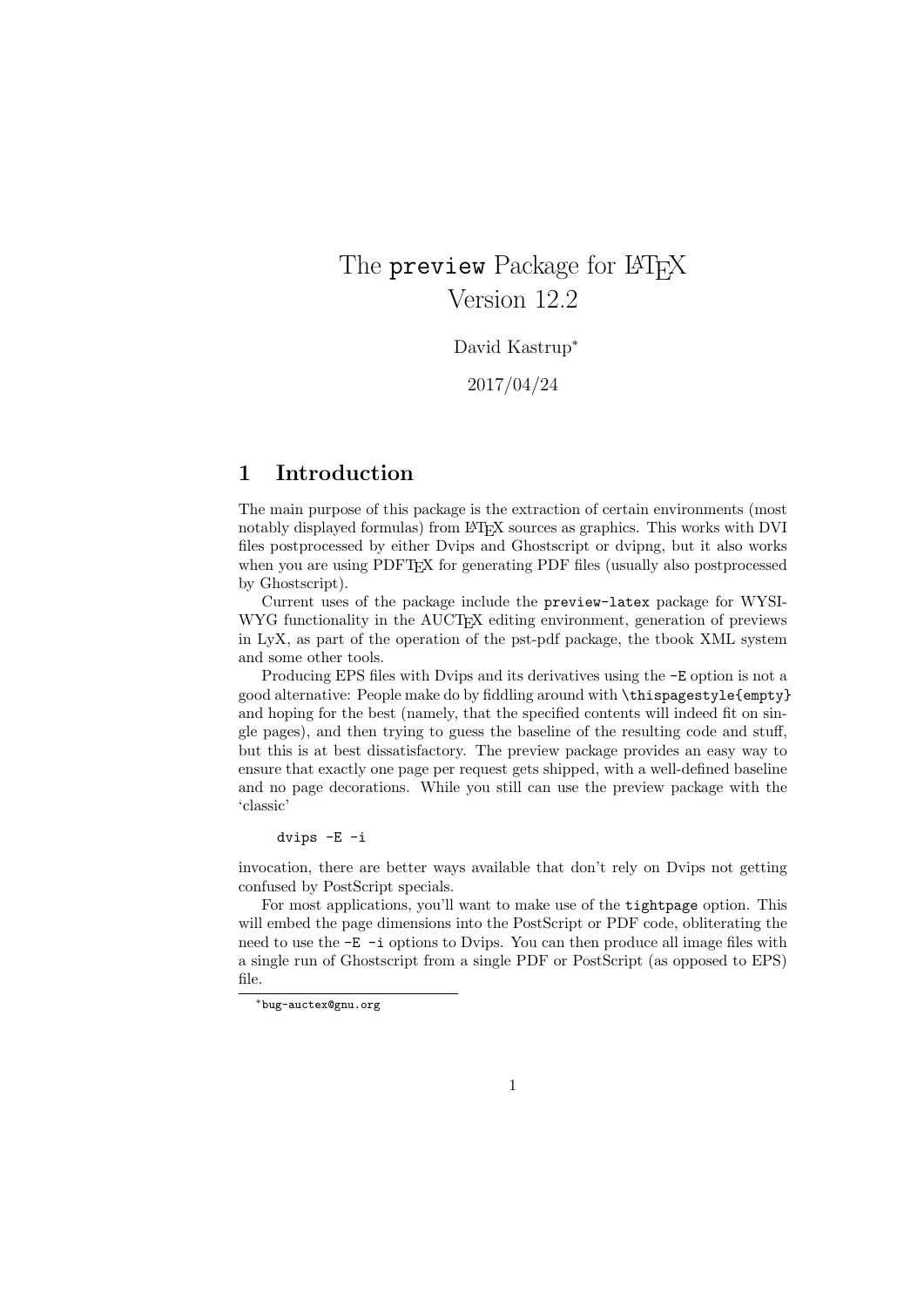# The `preview` Package for LaTeX
Version 12.2

David Kastrup[*]

2017/04/24

## 1 Introduction

The main purpose of this package is the extraction of certain environments (most notably displayed formulas) from LaTeX sources as graphics. This works with DVI files postprocessed by either Dvips and Ghostscript or dvipng, but it also works when you are using PDFTeX for generating PDF files (usually also postprocessed by Ghostscript).

Current uses of the package include the `preview-latex` package for WYSIWYG functionality in the AUCTeX editing environment, generation of previews in LyX, as part of the operation of the pst-pdf package, the tbook XML system and some other tools.

Producing EPS files with Dvips and its derivatives using the `-E` option is not a good alternative: People make do by fiddling around with `\thispagestyle{empty}` and hoping for the best (namely, that the specified contents will indeed fit on single pages), and then trying to guess the baseline of the resulting code and stuff, but this is at best dissatisfactory. The preview package provides an easy way to ensure that exactly one page per request gets shipped, with a well-defined baseline and no page decorations. While you still can use the preview package with the 'classic'

```
dvips -E -i
```

invocation, there are better ways available that don't rely on Dvips not getting confused by PostScript specials.

For most applications, you'll want to make use of the `tightpage` option. This will embed the page dimensions into the PostScript or PDF code, obliterating the need to use the `-E -i` options to Dvips. You can then produce all image files with a single run of Ghostscript from a single PDF or PostScript (as opposed to EPS) file.

[*] `bug-auctex@gnu.org`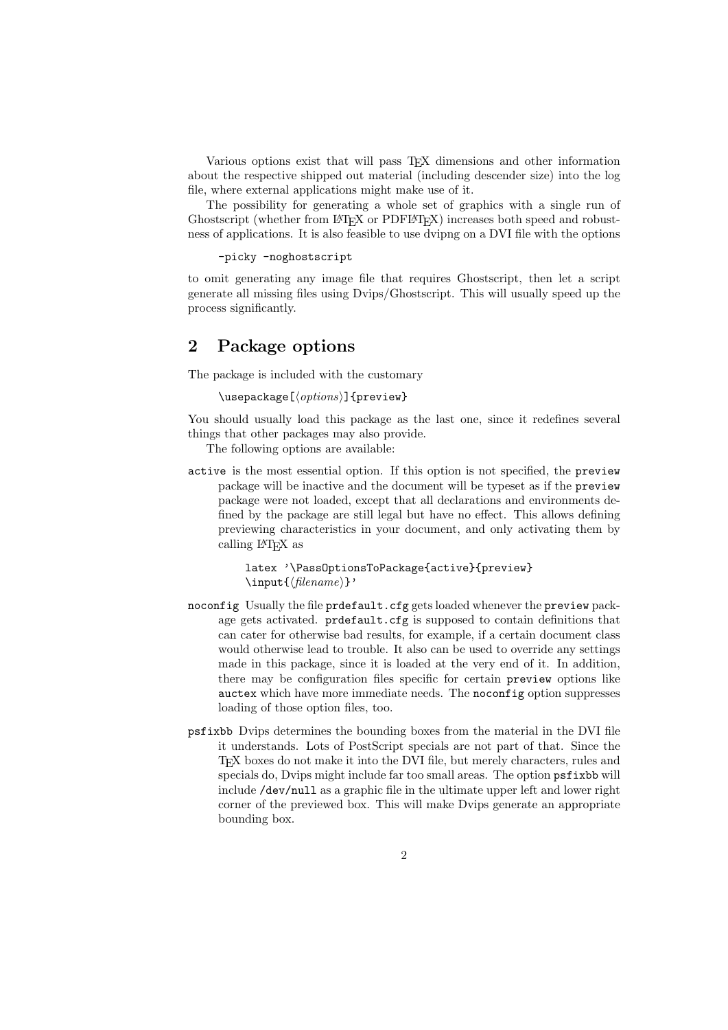Various options exist that will pass TEX dimensions and other information about the respective shipped out material (including descender size) into the log file, where external applications might make use of it.

The possibility for generating a whole set of graphics with a single run of Ghostscript (whether from LATEX or PDFLATEX) increases both speed and robustness of applications. It is also feasible to use dvipng on a DVI file with the options

```
-picky -noghostscript
```

to omit generating any image file that requires Ghostscript, then let a script generate all missing files using Dvips/Ghostscript. This will usually speed up the process significantly.

## 2 Package options

The package is included with the customary

```
\usepackage[⟨options⟩]{preview}
```

You should usually load this package as the last one, since it redefines several things that other packages may also provide.

The following options are available:

`active` is the most essential option. If this option is not specified, the `preview` package will be inactive and the document will be typeset as if the `preview` package were not loaded, except that all declarations and environments defined by the package are still legal but have no effect. This allows defining previewing characteristics in your document, and only activating them by calling LATEX as

```
latex '\PassOptionsToPackage{active}{preview}
\input{⟨filename⟩}'
```

`noconfig` Usually the file `prdefault.cfg` gets loaded whenever the `preview` package gets activated. `prdefault.cfg` is supposed to contain definitions that can cater for otherwise bad results, for example, if a certain document class would otherwise lead to trouble. It also can be used to override any settings made in this package, since it is loaded at the very end of it. In addition, there may be configuration files specific for certain `preview` options like `auctex` which have more immediate needs. The `noconfig` option suppresses loading of those option files, too.

`psfixbb` Dvips determines the bounding boxes from the material in the DVI file it understands. Lots of PostScript specials are not part of that. Since the TEX boxes do not make it into the DVI file, but merely characters, rules and specials do, Dvips might include far too small areas. The option `psfixbb` will include `/dev/null` as a graphic file in the ultimate upper left and lower right corner of the previewed box. This will make Dvips generate an appropriate bounding box.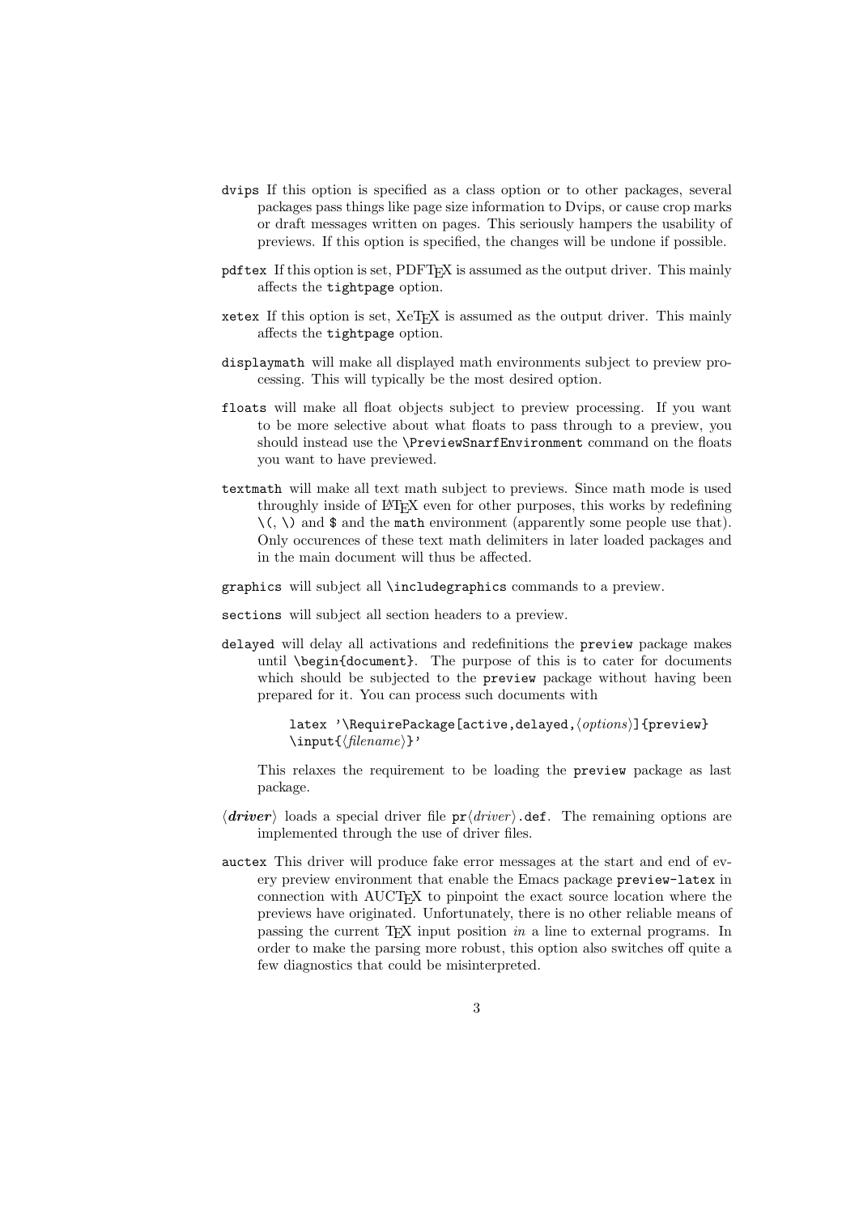`dvips` If this option is specified as a class option or to other packages, several packages pass things like page size information to Dvips, or cause crop marks or draft messages written on pages. This seriously hampers the usability of previews. If this option is specified, the changes will be undone if possible.

`pdftex` If this option is set, PDFTeX is assumed as the output driver. This mainly affects the `tightpage` option.

`xetex` If this option is set, XeTeX is assumed as the output driver. This mainly affects the `tightpage` option.

`displaymath` will make all displayed math environments subject to preview processing. This will typically be the most desired option.

`floats` will make all float objects subject to preview processing. If you want to be more selective about what floats to pass through to a preview, you should instead use the `\PreviewSnarfEnvironment` command on the floats you want to have previewed.

`textmath` will make all text math subject to previews. Since math mode is used throughly inside of LaTeX even for other purposes, this works by redefining `\(`, `\)` and `$` and the `math` environment (apparently some people use that). Only occurences of these text math delimiters in later loaded packages and in the main document will thus be affected.

`graphics` will subject all `\includegraphics` commands to a preview.

`sections` will subject all section headers to a preview.

`delayed` will delay all activations and redefinitions the `preview` package makes until `\begin{document}`. The purpose of this is to cater for documents which should be subjected to the `preview` package without having been prepared for it. You can process such documents with

```
latex '\RequirePackage[active,delayed,⟨options⟩]{preview}
\input{⟨filename⟩}'
```

This relaxes the requirement to be loading the `preview` package as last package.

⟨***driver***⟩ loads a special driver file `pr`⟨*driver*⟩`.def`. The remaining options are implemented through the use of driver files.

`auctex` This driver will produce fake error messages at the start and end of every preview environment that enable the Emacs package `preview-latex` in connection with AUCTeX to pinpoint the exact source location where the previews have originated. Unfortunately, there is no other reliable means of passing the current TeX input position *in* a line to external programs. In order to make the parsing more robust, this option also switches off quite a few diagnostics that could be misinterpreted.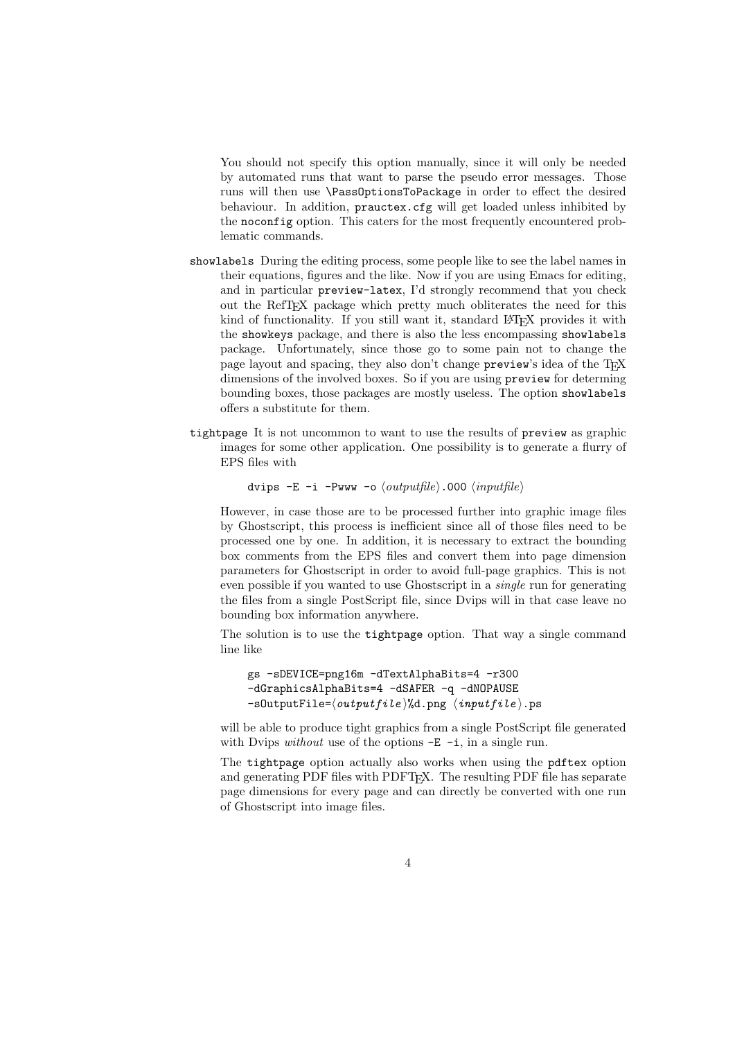You should not specify this option manually, since it will only be needed by automated runs that want to parse the pseudo error messages. Those runs will then use `\PassOptionsToPackage` in order to effect the desired behaviour. In addition, `prauctex.cfg` will get loaded unless inhibited by the `noconfig` option. This caters for the most frequently encountered problematic commands.

`showlabels` During the editing process, some people like to see the label names in their equations, figures and the like. Now if you are using Emacs for editing, and in particular `preview-latex`, I'd strongly recommend that you check out the RefTeX package which pretty much obliterates the need for this kind of functionality. If you still want it, standard LaTeX provides it with the `showkeys` package, and there is also the less encompassing `showlabels` package. Unfortunately, since those go to some pain not to change the page layout and spacing, they also don't change `preview`'s idea of the TeX dimensions of the involved boxes. So if you are using `preview` for determing bounding boxes, those packages are mostly useless. The option `showlabels` offers a substitute for them.

`tightpage` It is not uncommon to want to use the results of `preview` as graphic images for some other application. One possibility is to generate a flurry of EPS files with

```
dvips -E -i -Pwww -o ⟨outputfile⟩.000 ⟨inputfile⟩
```

However, in case those are to be processed further into graphic image files by Ghostscript, this process is inefficient since all of those files need to be processed one by one. In addition, it is necessary to extract the bounding box comments from the EPS files and convert them into page dimension parameters for Ghostscript in order to avoid full-page graphics. This is not even possible if you wanted to use Ghostscript in a *single* run for generating the files from a single PostScript file, since Dvips will in that case leave no bounding box information anywhere.

The solution is to use the `tightpage` option. That way a single command line like

```
gs -sDEVICE=png16m -dTextAlphaBits=4 -r300
-dGraphicsAlphaBits=4 -dSAFER -q -dNOPAUSE
-sOutputFile=⟨outputfile⟩%d.png ⟨inputfile⟩.ps
```

will be able to produce tight graphics from a single PostScript file generated with Dvips *without* use of the options `-E -i`, in a single run.

The `tightpage` option actually also works when using the `pdftex` option and generating PDF files with PDFTeX. The resulting PDF file has separate page dimensions for every page and can directly be converted with one run of Ghostscript into image files.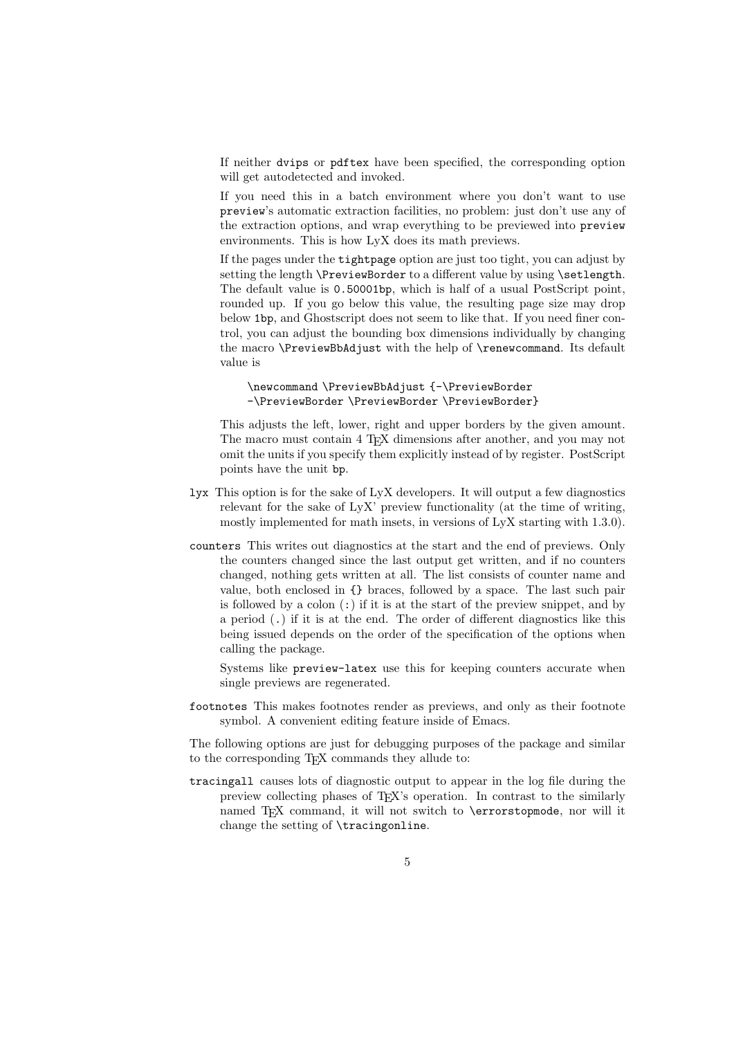If neither `dvips` or `pdftex` have been specified, the corresponding option will get autodetected and invoked.

If you need this in a batch environment where you don't want to use `preview`'s automatic extraction facilities, no problem: just don't use any of the extraction options, and wrap everything to be previewed into `preview` environments. This is how LyX does its math previews.

If the pages under the `tightpage` option are just too tight, you can adjust by setting the length `\PreviewBorder` to a different value by using `\setlength`. The default value is `0.50001bp`, which is half of a usual PostScript point, rounded up. If you go below this value, the resulting page size may drop below `1bp`, and Ghostscript does not seem to like that. If you need finer control, you can adjust the bounding box dimensions individually by changing the macro `\PreviewBbAdjust` with the help of `\renewcommand`. Its default value is

```
\newcommand \PreviewBbAdjust {-\PreviewBorder
-\PreviewBorder \PreviewBorder \PreviewBorder}
```

This adjusts the left, lower, right and upper borders by the given amount. The macro must contain 4 TeX dimensions after another, and you may not omit the units if you specify them explicitly instead of by register. PostScript points have the unit `bp`.

`lyx` This option is for the sake of LyX developers. It will output a few diagnostics relevant for the sake of LyX' preview functionality (at the time of writing, mostly implemented for math insets, in versions of LyX starting with 1.3.0).

`counters` This writes out diagnostics at the start and the end of previews. Only the counters changed since the last output get written, and if no counters changed, nothing gets written at all. The list consists of counter name and value, both enclosed in `{}` braces, followed by a space. The last such pair is followed by a colon (`:`) if it is at the start of the preview snippet, and by a period (`.`) if it is at the end. The order of different diagnostics like this being issued depends on the order of the specification of the options when calling the package.

Systems like `preview-latex` use this for keeping counters accurate when single previews are regenerated.

`footnotes` This makes footnotes render as previews, and only as their footnote symbol. A convenient editing feature inside of Emacs.

The following options are just for debugging purposes of the package and similar to the corresponding TeX commands they allude to:

`tracingall` causes lots of diagnostic output to appear in the log file during the preview collecting phases of TeX's operation. In contrast to the similarly named TeX command, it will not switch to `\errorstopmode`, nor will it change the setting of `\tracingonline`.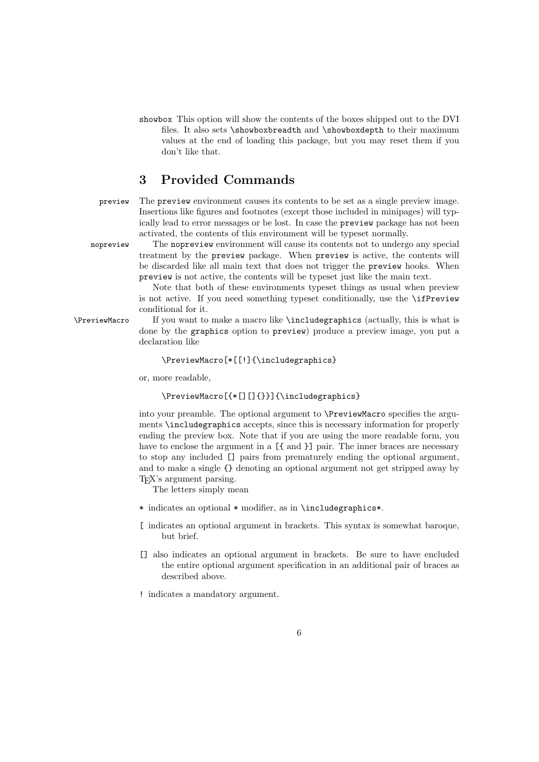`showbox` This option will show the contents of the boxes shipped out to the DVI files. It also sets `\showboxbreadth` and `\showboxdepth` to their maximum values at the end of loading this package, but you may reset them if you don't like that.

## 3 Provided Commands

**preview** The `preview` environment causes its contents to be set as a single preview image. Insertions like figures and footnotes (except those included in minipages) will typically lead to error messages or be lost. In case the `preview` package has not been activated, the contents of this environment will be typeset normally.

**nopreview** The `nopreview` environment will cause its contents not to undergo any special treatment by the `preview` package. When `preview` is active, the contents will be discarded like all main text that does not trigger the `preview` hooks. When `preview` is not active, the contents will be typeset just like the main text.

Note that both of these environments typeset things as usual when preview is not active. If you need something typeset conditionally, use the `\ifPreview` conditional for it.

**\PreviewMacro** If you want to make a macro like `\includegraphics` (actually, this is what is done by the `graphics` option to `preview`) produce a preview image, you put a declaration like

```
\PreviewMacro[*[[!]{\includegraphics}
```

or, more readable,

```
\PreviewMacro[{*[][]{}}]{\includegraphics}
```

into your preamble. The optional argument to `\PreviewMacro` specifies the arguments `\includegraphics` accepts, since this is necessary information for properly ending the preview box. Note that if you are using the more readable form, you have to enclose the argument in a `[{` and `}]` pair. The inner braces are necessary to stop any included `[]` pairs from prematurely ending the optional argument, and to make a single `{}` denoting an optional argument not get stripped away by TeX's argument parsing.

The letters simply mean

- `*` indicates an optional `*` modifier, as in `\includegraphics*`.
- `[` indicates an optional argument in brackets. This syntax is somewhat baroque, but brief.
- `[]` also indicates an optional argument in brackets. Be sure to have encluded the entire optional argument specification in an additional pair of braces as described above.
- `!` indicates a mandatory argument.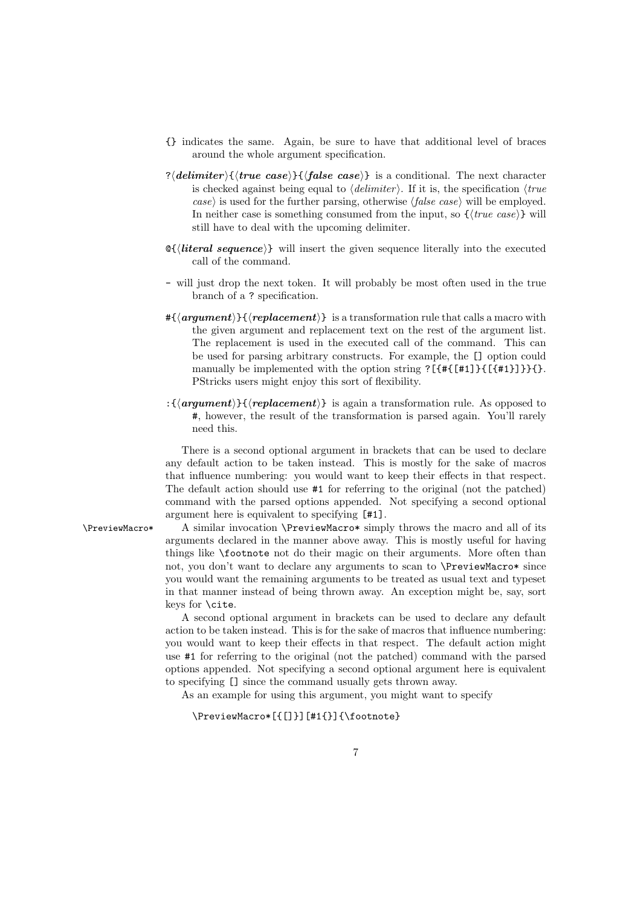`{}` indicates the same. Again, be sure to have that additional level of braces around the whole argument specification.

`?`⟨***delimiter***⟩`{`⟨***true case***⟩`}{`⟨***false case***⟩`}` is a conditional. The next character is checked against being equal to ⟨*delimiter*⟩. If it is, the specification ⟨*true case*⟩ is used for the further parsing, otherwise ⟨*false case*⟩ will be employed. In neither case is something consumed from the input, so `{`⟨*true case*⟩`}` will still have to deal with the upcoming delimiter.

`@{`⟨***literal sequence***⟩`}` will insert the given sequence literally into the executed call of the command.

`-` will just drop the next token. It will probably be most often used in the true branch of a `?` specification.

`#{`⟨***argument***⟩`}{`⟨***replacement***⟩`}` is a transformation rule that calls a macro with the given argument and replacement text on the rest of the argument list. The replacement is used in the executed call of the command. This can be used for parsing arbitrary constructs. For example, the `[]` option could manually be implemented with the option string `?[{#{[#1]}{[{#1}]}}{}`. PStricks users might enjoy this sort of flexibility.

`:{`⟨***argument***⟩`}{`⟨***replacement***⟩`}` is again a transformation rule. As opposed to `#`, however, the result of the transformation is parsed again. You'll rarely need this.

There is a second optional argument in brackets that can be used to declare any default action to be taken instead. This is mostly for the sake of macros that influence numbering: you would want to keep their effects in that respect. The default action should use `#1` for referring to the original (not the patched) command with the parsed options appended. Not specifying a second optional argument here is equivalent to specifying `[#1]`.

`\PreviewMacro*` A similar invocation `\PreviewMacro*` simply throws the macro and all of its arguments declared in the manner above away. This is mostly useful for having things like `\footnote` not do their magic on their arguments. More often than not, you don't want to declare any arguments to scan to `\PreviewMacro*` since you would want the remaining arguments to be treated as usual text and typeset in that manner instead of being thrown away. An exception might be, say, sort keys for `\cite`.

A second optional argument in brackets can be used to declare any default action to be taken instead. This is for the sake of macros that influence numbering: you would want to keep their effects in that respect. The default action might use `#1` for referring to the original (not the patched) command with the parsed options appended. Not specifying a second optional argument here is equivalent to specifying `[]` since the command usually gets thrown away.

As an example for using this argument, you might want to specify

```
\PreviewMacro*[{[]}][#1{}]{\footnote}
```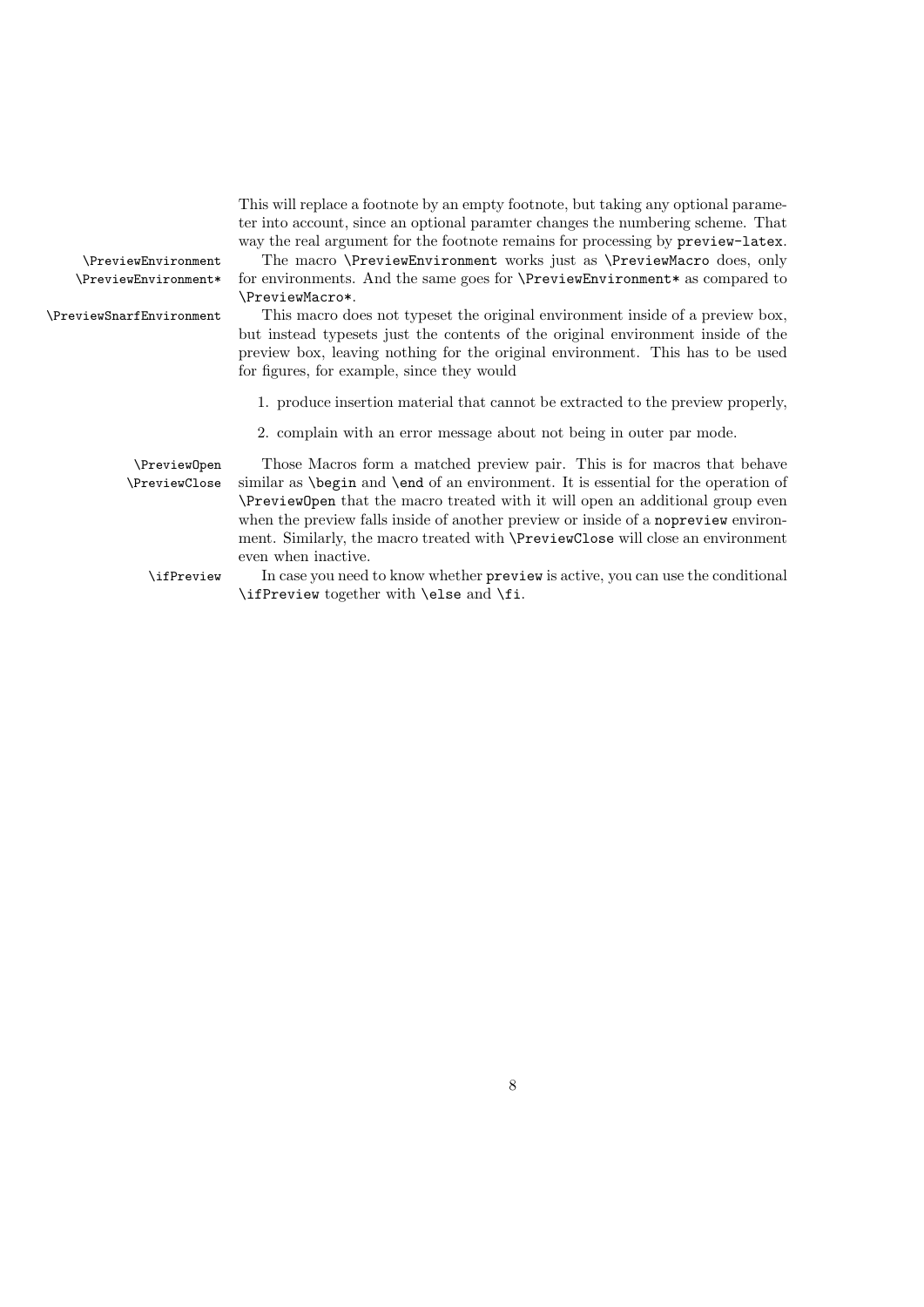This will replace a footnote by an empty footnote, but taking any optional parameter into account, since an optional paramter changes the numbering scheme. That way the real argument for the footnote remains for processing by `preview-latex`.

`\PreviewEnvironment`
`\PreviewEnvironment*`

The macro `\PreviewEnvironment` works just as `\PreviewMacro` does, only for environments. And the same goes for `\PreviewEnvironment*` as compared to `\PreviewMacro*`.

`\PreviewSnarfEnvironment`

This macro does not typeset the original environment inside of a preview box, but instead typesets just the contents of the original environment inside of the preview box, leaving nothing for the original environment. This has to be used for figures, for example, since they would

1. produce insertion material that cannot be extracted to the preview properly,
2. complain with an error message about not being in outer par mode.

`\PreviewOpen`
`\PreviewClose`

Those Macros form a matched preview pair. This is for macros that behave similar as `\begin` and `\end` of an environment. It is essential for the operation of `\PreviewOpen` that the macro treated with it will open an additional group even when the preview falls inside of another preview or inside of a `nopreview` environment. Similarly, the macro treated with `\PreviewClose` will close an environment even when inactive.

`\ifPreview`

In case you need to know whether `preview` is active, you can use the conditional `\ifPreview` together with `\else` and `\fi`.